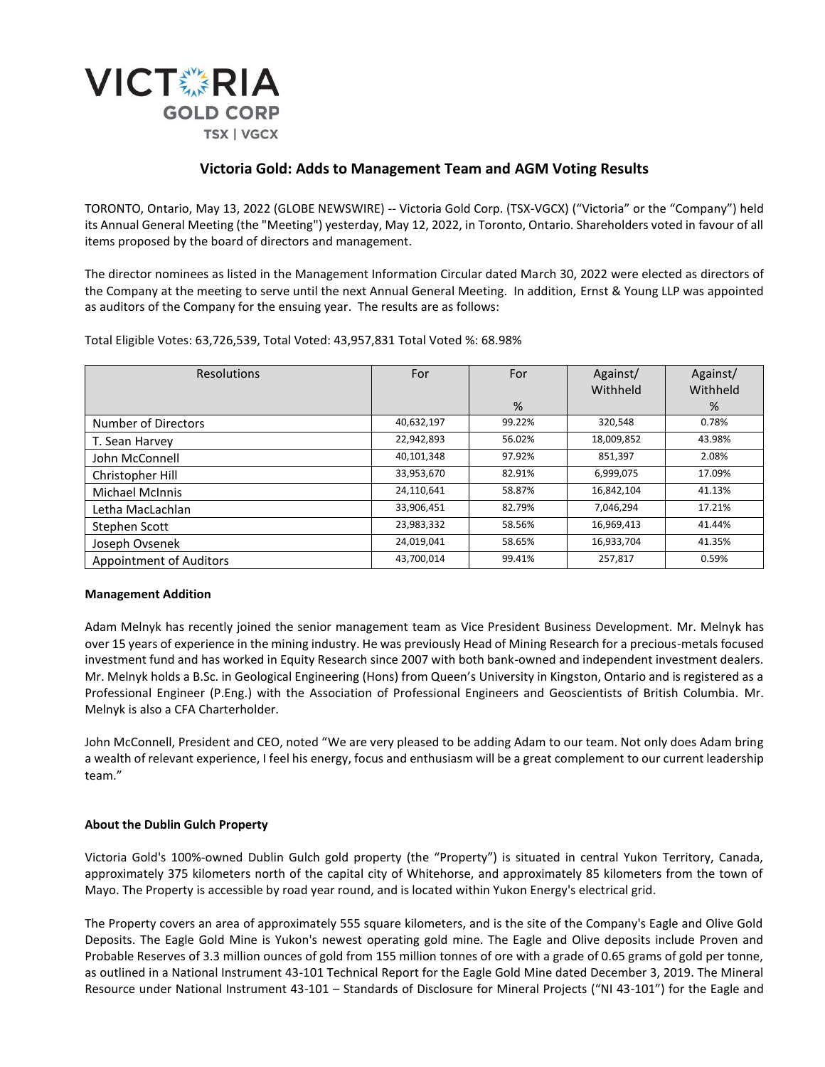VICTORIA GOLD CORP
TSX | VGCX

# Victoria Gold: Adds to Management Team and AGM Voting Results

TORONTO, Ontario, May 13, 2022 (GLOBE NEWSWIRE) -- Victoria Gold Corp. (TSX-VGCX) ("Victoria" or the "Company") held its Annual General Meeting (the "Meeting") yesterday, May 12, 2022, in Toronto, Ontario. Shareholders voted in favour of all items proposed by the board of directors and management.

The director nominees as listed in the Management Information Circular dated March 30, 2022 were elected as directors of the Company at the meeting to serve until the next Annual General Meeting. In addition, Ernst & Young LLP was appointed as auditors of the Company for the ensuing year. The results are as follows:

Total Eligible Votes: 63,726,539, Total Voted: 43,957,831 Total Voted %: 68.98%

| Resolutions | For | For % | Against/ Withheld | Against/ Withheld % |
|---|---|---|---|---|
| Number of Directors | 40,632,197 | 99.22% | 320,548 | 0.78% |
| T. Sean Harvey | 22,942,893 | 56.02% | 18,009,852 | 43.98% |
| John McConnell | 40,101,348 | 97.92% | 851,397 | 2.08% |
| Christopher Hill | 33,953,670 | 82.91% | 6,999,075 | 17.09% |
| Michael McInnis | 24,110,641 | 58.87% | 16,842,104 | 41.13% |
| Letha MacLachlan | 33,906,451 | 82.79% | 7,046,294 | 17.21% |
| Stephen Scott | 23,983,332 | 58.56% | 16,969,413 | 41.44% |
| Joseph Ovsenek | 24,019,041 | 58.65% | 16,933,704 | 41.35% |
| Appointment of Auditors | 43,700,014 | 99.41% | 257,817 | 0.59% |

**Management Addition**

Adam Melnyk has recently joined the senior management team as Vice President Business Development. Mr. Melnyk has over 15 years of experience in the mining industry. He was previously Head of Mining Research for a precious-metals focused investment fund and has worked in Equity Research since 2007 with both bank-owned and independent investment dealers. Mr. Melnyk holds a B.Sc. in Geological Engineering (Hons) from Queen's University in Kingston, Ontario and is registered as a Professional Engineer (P.Eng.) with the Association of Professional Engineers and Geoscientists of British Columbia. Mr. Melnyk is also a CFA Charterholder.

John McConnell, President and CEO, noted "We are very pleased to be adding Adam to our team. Not only does Adam bring a wealth of relevant experience, I feel his energy, focus and enthusiasm will be a great complement to our current leadership team."

**About the Dublin Gulch Property**

Victoria Gold's 100%-owned Dublin Gulch gold property (the "Property") is situated in central Yukon Territory, Canada, approximately 375 kilometers north of the capital city of Whitehorse, and approximately 85 kilometers from the town of Mayo. The Property is accessible by road year round, and is located within Yukon Energy's electrical grid.

The Property covers an area of approximately 555 square kilometers, and is the site of the Company's Eagle and Olive Gold Deposits. The Eagle Gold Mine is Yukon's newest operating gold mine. The Eagle and Olive deposits include Proven and Probable Reserves of 3.3 million ounces of gold from 155 million tonnes of ore with a grade of 0.65 grams of gold per tonne, as outlined in a National Instrument 43-101 Technical Report for the Eagle Gold Mine dated December 3, 2019. The Mineral Resource under National Instrument 43-101 – Standards of Disclosure for Mineral Projects ("NI 43-101") for the Eagle and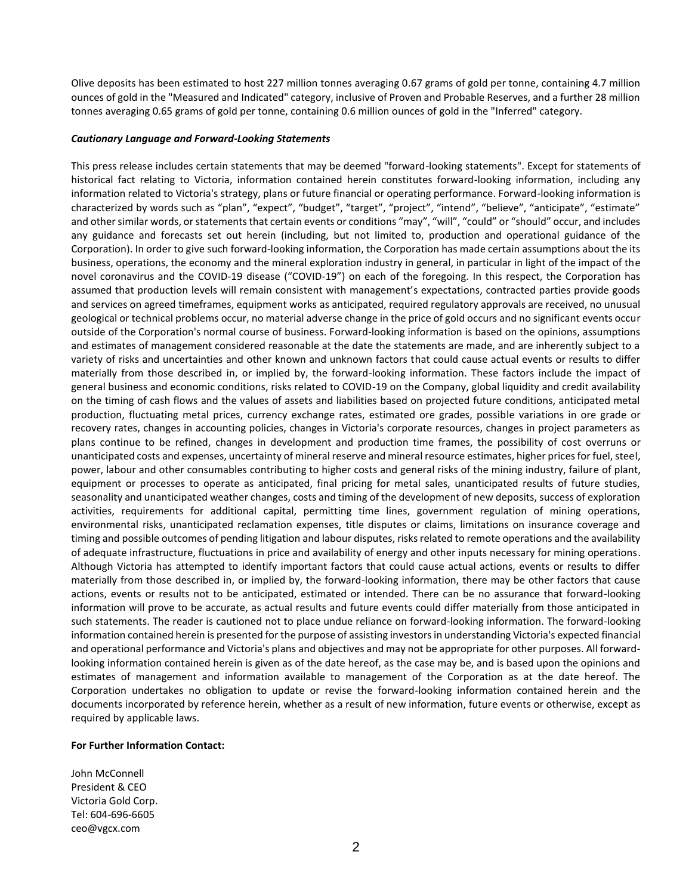Olive deposits has been estimated to host 227 million tonnes averaging 0.67 grams of gold per tonne, containing 4.7 million ounces of gold in the "Measured and Indicated" category, inclusive of Proven and Probable Reserves, and a further 28 million tonnes averaging 0.65 grams of gold per tonne, containing 0.6 million ounces of gold in the "Inferred" category.

***Cautionary Language and Forward-Looking Statements***

This press release includes certain statements that may be deemed "forward-looking statements". Except for statements of historical fact relating to Victoria, information contained herein constitutes forward-looking information, including any information related to Victoria's strategy, plans or future financial or operating performance. Forward-looking information is characterized by words such as "plan", "expect", "budget", "target", "project", "intend", "believe", "anticipate", "estimate" and other similar words, or statements that certain events or conditions "may", "will", "could" or "should" occur, and includes any guidance and forecasts set out herein (including, but not limited to, production and operational guidance of the Corporation). In order to give such forward-looking information, the Corporation has made certain assumptions about the its business, operations, the economy and the mineral exploration industry in general, in particular in light of the impact of the novel coronavirus and the COVID-19 disease ("COVID-19") on each of the foregoing. In this respect, the Corporation has assumed that production levels will remain consistent with management's expectations, contracted parties provide goods and services on agreed timeframes, equipment works as anticipated, required regulatory approvals are received, no unusual geological or technical problems occur, no material adverse change in the price of gold occurs and no significant events occur outside of the Corporation's normal course of business. Forward-looking information is based on the opinions, assumptions and estimates of management considered reasonable at the date the statements are made, and are inherently subject to a variety of risks and uncertainties and other known and unknown factors that could cause actual events or results to differ materially from those described in, or implied by, the forward-looking information. These factors include the impact of general business and economic conditions, risks related to COVID-19 on the Company, global liquidity and credit availability on the timing of cash flows and the values of assets and liabilities based on projected future conditions, anticipated metal production, fluctuating metal prices, currency exchange rates, estimated ore grades, possible variations in ore grade or recovery rates, changes in accounting policies, changes in Victoria's corporate resources, changes in project parameters as plans continue to be refined, changes in development and production time frames, the possibility of cost overruns or unanticipated costs and expenses, uncertainty of mineral reserve and mineral resource estimates, higher prices for fuel, steel, power, labour and other consumables contributing to higher costs and general risks of the mining industry, failure of plant, equipment or processes to operate as anticipated, final pricing for metal sales, unanticipated results of future studies, seasonality and unanticipated weather changes, costs and timing of the development of new deposits, success of exploration activities, requirements for additional capital, permitting time lines, government regulation of mining operations, environmental risks, unanticipated reclamation expenses, title disputes or claims, limitations on insurance coverage and timing and possible outcomes of pending litigation and labour disputes, risks related to remote operations and the availability of adequate infrastructure, fluctuations in price and availability of energy and other inputs necessary for mining operations. Although Victoria has attempted to identify important factors that could cause actual actions, events or results to differ materially from those described in, or implied by, the forward-looking information, there may be other factors that cause actions, events or results not to be anticipated, estimated or intended. There can be no assurance that forward-looking information will prove to be accurate, as actual results and future events could differ materially from those anticipated in such statements. The reader is cautioned not to place undue reliance on forward-looking information. The forward-looking information contained herein is presented for the purpose of assisting investors in understanding Victoria's expected financial and operational performance and Victoria's plans and objectives and may not be appropriate for other purposes. All forward-looking information contained herein is given as of the date hereof, as the case may be, and is based upon the opinions and estimates of management and information available to management of the Corporation as at the date hereof. The Corporation undertakes no obligation to update or revise the forward-looking information contained herein and the documents incorporated by reference herein, whether as a result of new information, future events or otherwise, except as required by applicable laws.

**For Further Information Contact:**

John McConnell
President & CEO
Victoria Gold Corp.
Tel: 604-696-6605
ceo@vgcx.com